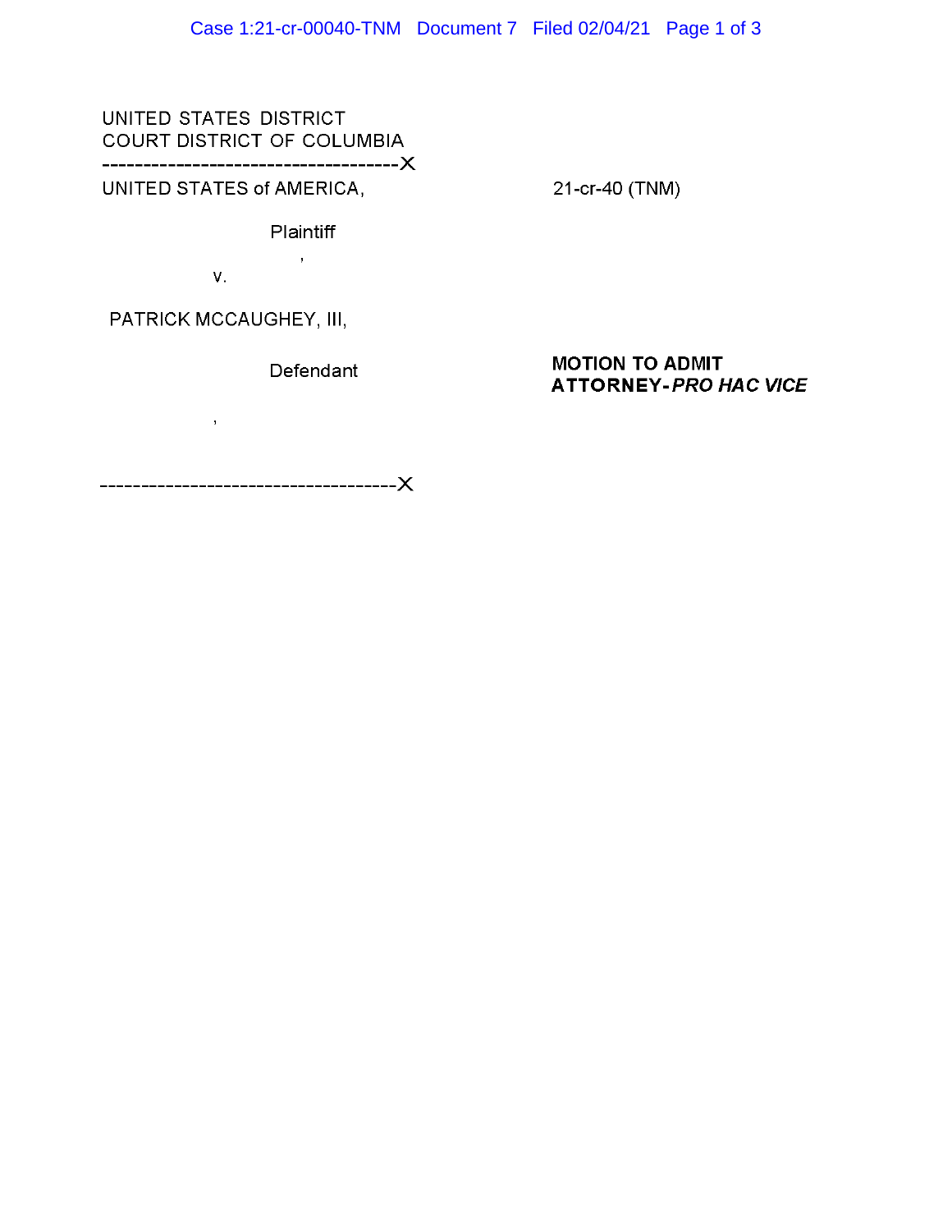UNITED STATES DISTRICT
COURT DISTRICT OF COLUMBIA

-------------------------------------X

UNITED STATES of AMERICA,

Plaintiff

,

v.

PATRICK MCCAUGHEY, III,

Defendant

,

-------------------------------------X

21-cr-40 (TNM)

**MOTION TO ADMIT ATTORNEY-*PRO HAC VICE***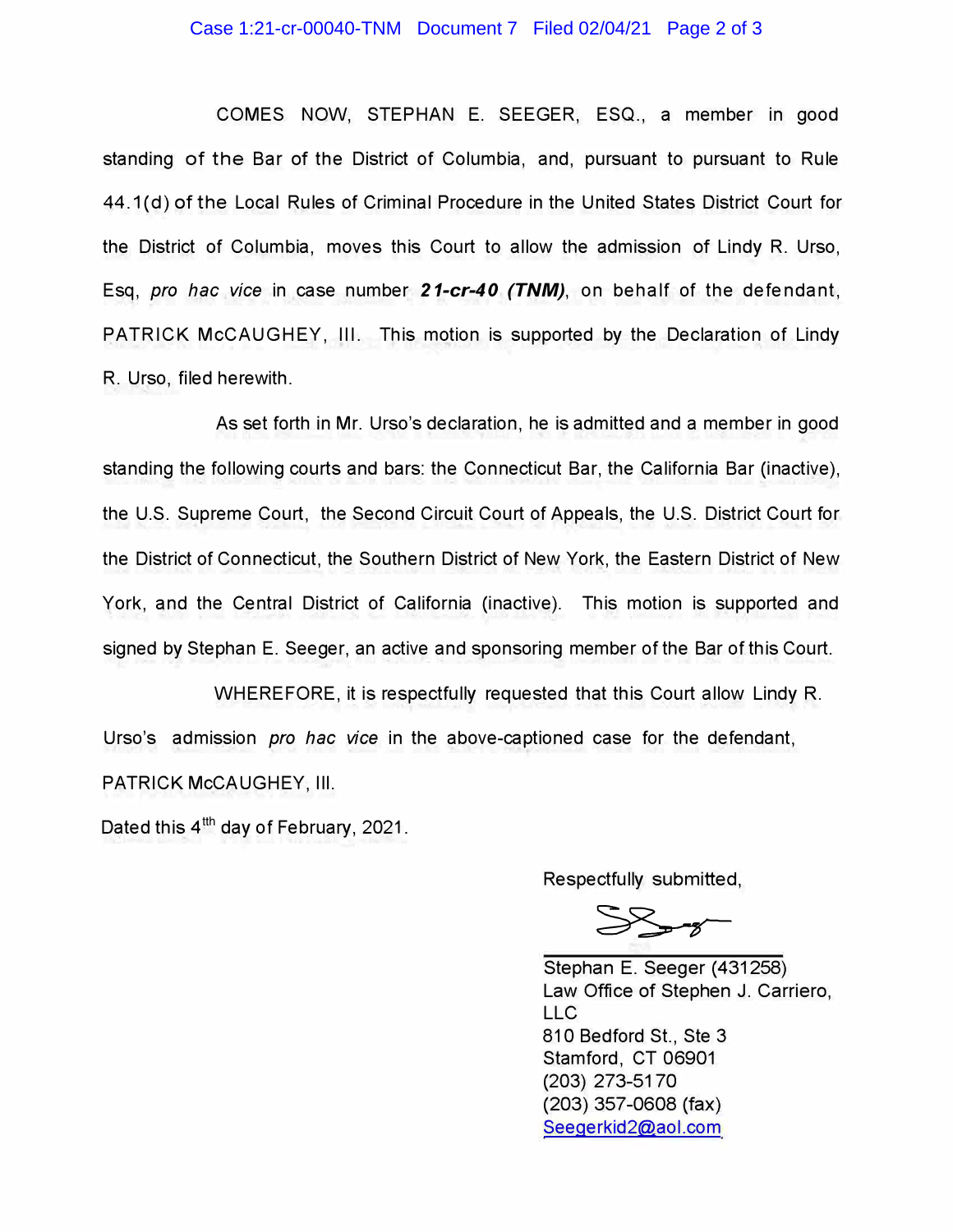COMES NOW, STEPHAN E. SEEGER, ESQ., a member in good standing of the Bar of the District of Columbia, and, pursuant to pursuant to Rule 44.1(d) of the Local Rules of Criminal Procedure in the United States District Court for the District of Columbia, moves this Court to allow the admission of Lindy R. Urso, Esq, *pro hac vice* in case number ***21-cr-40 (TNM)***, on behalf of the defendant, PATRICK McCAUGHEY, III. This motion is supported by the Declaration of Lindy R. Urso, filed herewith.

As set forth in Mr. Urso's declaration, he is admitted and a member in good standing the following courts and bars: the Connecticut Bar, the California Bar (inactive), the U.S. Supreme Court, the Second Circuit Court of Appeals, the U.S. District Court for the District of Connecticut, the Southern District of New York, the Eastern District of New York, and the Central District of California (inactive). This motion is supported and signed by Stephan E. Seeger, an active and sponsoring member of the Bar of this Court.

WHEREFORE, it is respectfully requested that this Court allow Lindy R. Urso's admission *pro hac vice* in the above-captioned case for the defendant, PATRICK McCAUGHEY, III.

Dated this 4[tth] day of February, 2021.

Respectfully submitted,

Stephan E. Seeger (431258)
Law Office of Stephen J. Carriero, LLC
810 Bedford St., Ste 3
Stamford, CT 06901
(203) 273-5170
(203) 357-0608 (fax)
Seegerkid2@aol.com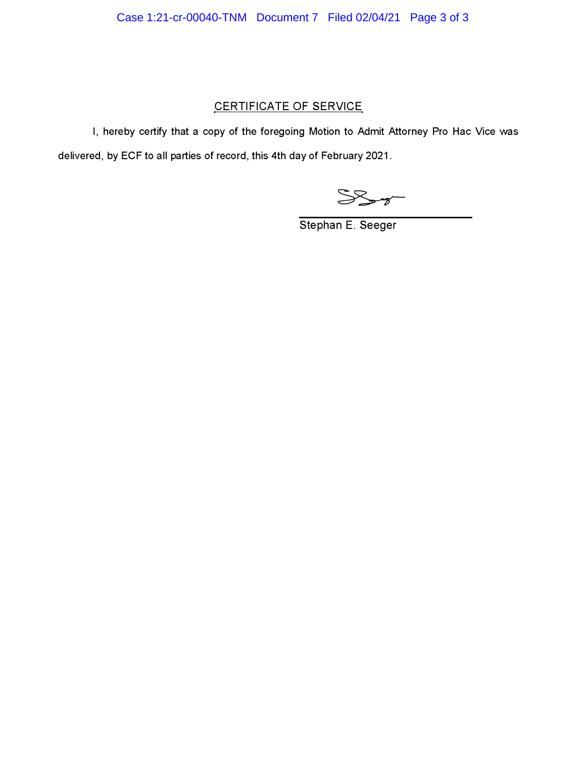## CERTIFICATE OF SERVICE

I, hereby certify that a copy of the foregoing Motion to Admit Attorney Pro Hac Vice was delivered, by ECF to all parties of record, this 4th day of February 2021.

Stephan E. Seeger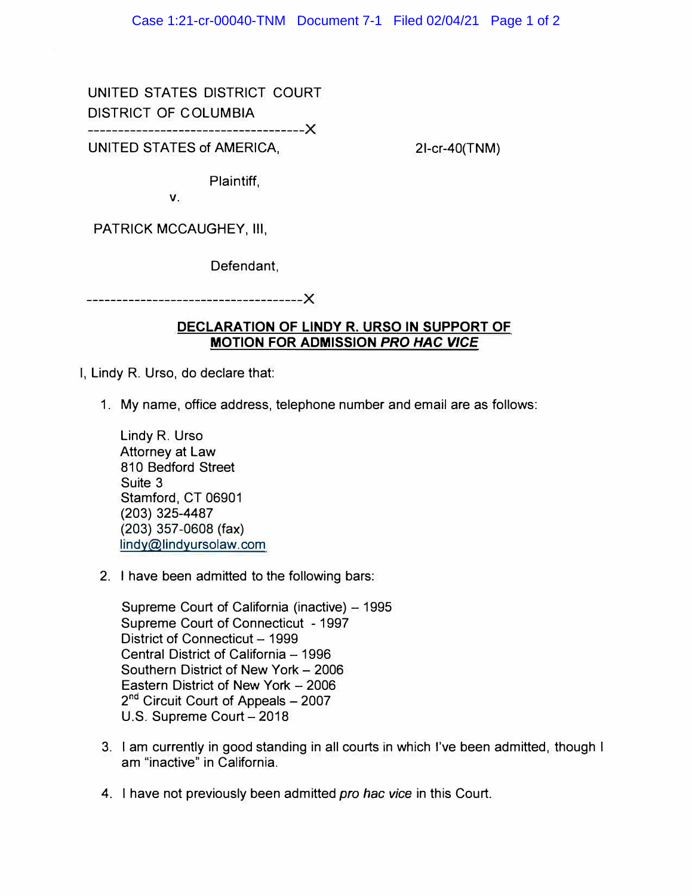UNITED STATES DISTRICT COURT
DISTRICT OF COLUMBIA
------------------------------------X

UNITED STATES of AMERICA, 21-cr-40(TNM)

Plaintiff,

v.

PATRICK MCCAUGHEY, III,

Defendant,

------------------------------------X

**DECLARATION OF LINDY R. URSO IN SUPPORT OF MOTION FOR ADMISSION *PRO HAC VICE***

I, Lindy R. Urso, do declare that:

1. My name, office address, telephone number and email are as follows:

   Lindy R. Urso
   Attorney at Law
   810 Bedford Street
   Suite 3
   Stamford, CT 06901
   (203) 325-4487
   (203) 357-0608 (fax)
   lindy@lindyursolaw.com

2. I have been admitted to the following bars:

   Supreme Court of California (inactive) – 1995
   Supreme Court of Connecticut - 1997
   District of Connecticut – 1999
   Central District of California – 1996
   Southern District of New York – 2006
   Eastern District of New York – 2006
   2nd Circuit Court of Appeals – 2007
   U.S. Supreme Court – 2018

3. I am currently in good standing in all courts in which I've been admitted, though I am "inactive" in California.

4. I have not previously been admitted *pro hac vice* in this Court.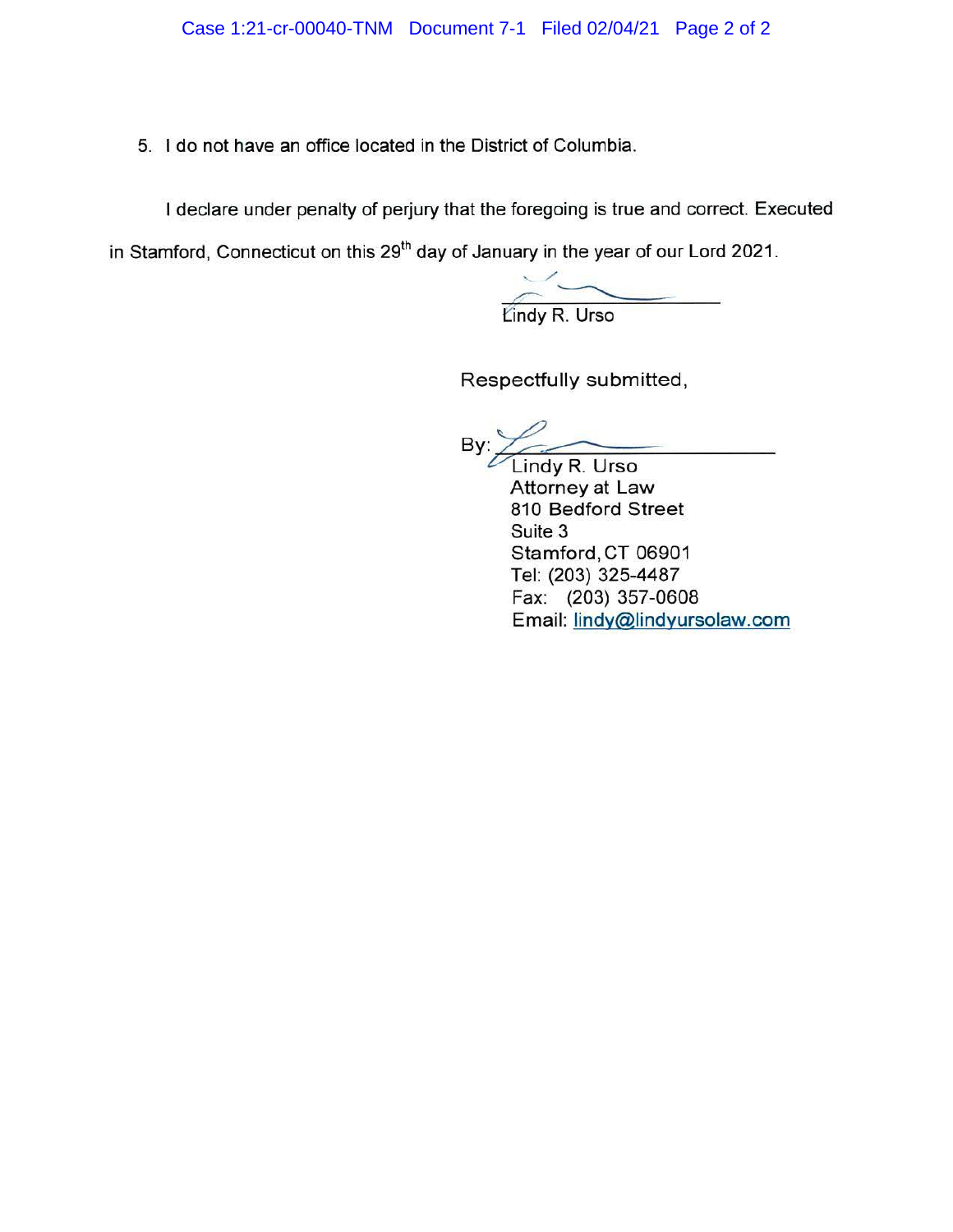5. I do not have an office located in the District of Columbia.

I declare under penalty of perjury that the foregoing is true and correct. Executed in Stamford, Connecticut on this 29th day of January in the year of our Lord 2021.

Lindy R. Urso

Respectfully submitted,

By: ______________________

Lindy R. Urso
Attorney at Law
810 Bedford Street
Suite 3
Stamford, CT 06901
Tel: (203) 325-4487
Fax: (203) 357-0608
Email: lindy@lindyursolaw.com